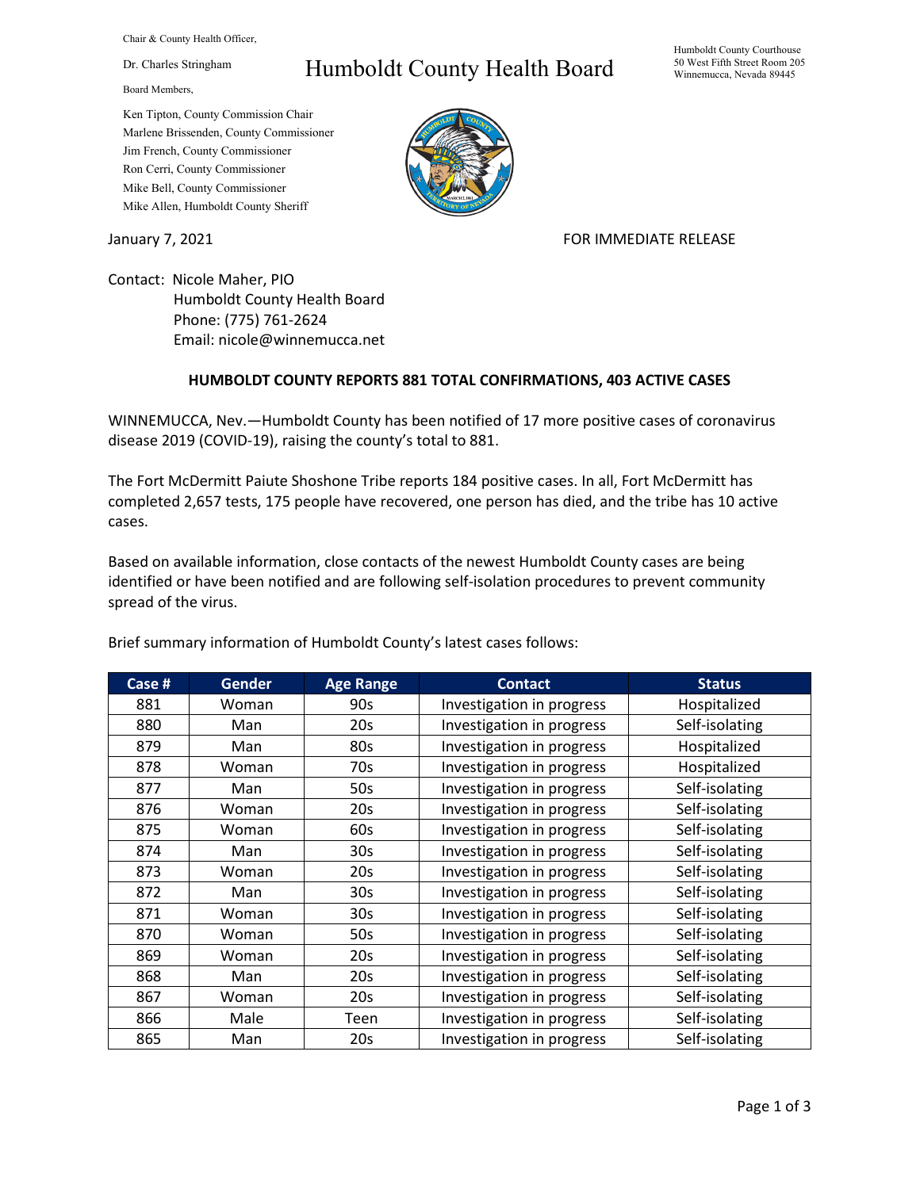Chair & County Health Officer,

Dr. Charles Stringham

# Humboldt County Health Board

Humboldt County Courthouse
50 West Fifth Street Room 205
Winnemucca, Nevada 89445

Board Members,

Ken Tipton, County Commission Chair
Marlene Brissenden, County Commissioner
Jim French, County Commissioner
Ron Cerri, County Commissioner
Mike Bell, County Commissioner
Mike Allen, Humboldt County Sheriff

January 7, 2021

FOR IMMEDIATE RELEASE

Contact: Nicole Maher, PIO
Humboldt County Health Board
Phone: (775) 761-2624
Email: nicole@winnemucca.net

**HUMBOLDT COUNTY REPORTS 881 TOTAL CONFIRMATIONS, 403 ACTIVE CASES**

WINNEMUCCA, Nev.—Humboldt County has been notified of 17 more positive cases of coronavirus disease 2019 (COVID-19), raising the county's total to 881.

The Fort McDermitt Paiute Shoshone Tribe reports 184 positive cases. In all, Fort McDermitt has completed 2,657 tests, 175 people have recovered, one person has died, and the tribe has 10 active cases.

Based on available information, close contacts of the newest Humboldt County cases are being identified or have been notified and are following self-isolation procedures to prevent community spread of the virus.

Brief summary information of Humboldt County's latest cases follows:

| Case # | Gender | Age Range | Contact | Status |
|---|---|---|---|---|
| 881 | Woman | 90s | Investigation in progress | Hospitalized |
| 880 | Man | 20s | Investigation in progress | Self-isolating |
| 879 | Man | 80s | Investigation in progress | Hospitalized |
| 878 | Woman | 70s | Investigation in progress | Hospitalized |
| 877 | Man | 50s | Investigation in progress | Self-isolating |
| 876 | Woman | 20s | Investigation in progress | Self-isolating |
| 875 | Woman | 60s | Investigation in progress | Self-isolating |
| 874 | Man | 30s | Investigation in progress | Self-isolating |
| 873 | Woman | 20s | Investigation in progress | Self-isolating |
| 872 | Man | 30s | Investigation in progress | Self-isolating |
| 871 | Woman | 30s | Investigation in progress | Self-isolating |
| 870 | Woman | 50s | Investigation in progress | Self-isolating |
| 869 | Woman | 20s | Investigation in progress | Self-isolating |
| 868 | Man | 20s | Investigation in progress | Self-isolating |
| 867 | Woman | 20s | Investigation in progress | Self-isolating |
| 866 | Male | Teen | Investigation in progress | Self-isolating |
| 865 | Man | 20s | Investigation in progress | Self-isolating |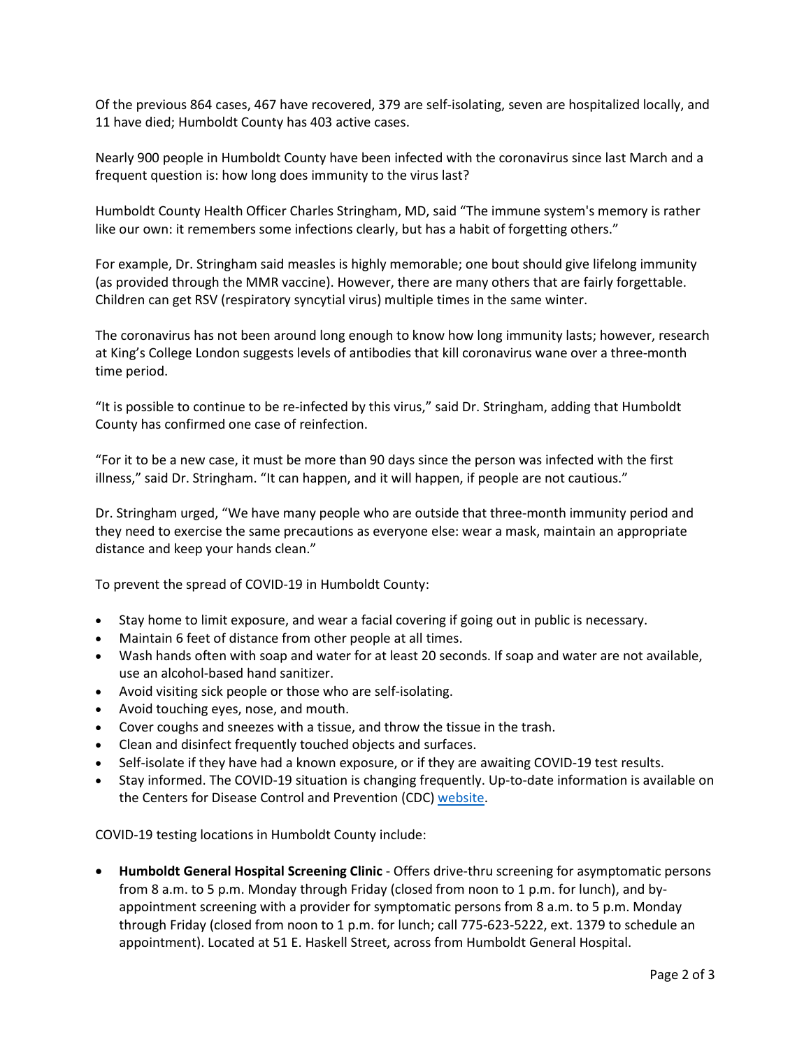Of the previous 864 cases, 467 have recovered, 379 are self-isolating, seven are hospitalized locally, and 11 have died; Humboldt County has 403 active cases.

Nearly 900 people in Humboldt County have been infected with the coronavirus since last March and a frequent question is: how long does immunity to the virus last?

Humboldt County Health Officer Charles Stringham, MD, said "The immune system's memory is rather like our own: it remembers some infections clearly, but has a habit of forgetting others."

For example, Dr. Stringham said measles is highly memorable; one bout should give lifelong immunity (as provided through the MMR vaccine). However, there are many others that are fairly forgettable. Children can get RSV (respiratory syncytial virus) multiple times in the same winter.

The coronavirus has not been around long enough to know how long immunity lasts; however, research at King's College London suggests levels of antibodies that kill coronavirus wane over a three-month time period.

"It is possible to continue to be re-infected by this virus," said Dr. Stringham, adding that Humboldt County has confirmed one case of reinfection.

"For it to be a new case, it must be more than 90 days since the person was infected with the first illness," said Dr. Stringham. "It can happen, and it will happen, if people are not cautious."

Dr. Stringham urged, "We have many people who are outside that three-month immunity period and they need to exercise the same precautions as everyone else: wear a mask, maintain an appropriate distance and keep your hands clean."

To prevent the spread of COVID-19 in Humboldt County:

- Stay home to limit exposure, and wear a facial covering if going out in public is necessary.
- Maintain 6 feet of distance from other people at all times.
- Wash hands often with soap and water for at least 20 seconds. If soap and water are not available, use an alcohol-based hand sanitizer.
- Avoid visiting sick people or those who are self-isolating.
- Avoid touching eyes, nose, and mouth.
- Cover coughs and sneezes with a tissue, and throw the tissue in the trash.
- Clean and disinfect frequently touched objects and surfaces.
- Self-isolate if they have had a known exposure, or if they are awaiting COVID-19 test results.
- Stay informed. The COVID-19 situation is changing frequently. Up-to-date information is available on the Centers for Disease Control and Prevention (CDC) website.

COVID-19 testing locations in Humboldt County include:

- **Humboldt General Hospital Screening Clinic** - Offers drive-thru screening for asymptomatic persons from 8 a.m. to 5 p.m. Monday through Friday (closed from noon to 1 p.m. for lunch), and by-appointment screening with a provider for symptomatic persons from 8 a.m. to 5 p.m. Monday through Friday (closed from noon to 1 p.m. for lunch; call 775-623-5222, ext. 1379 to schedule an appointment). Located at 51 E. Haskell Street, across from Humboldt General Hospital.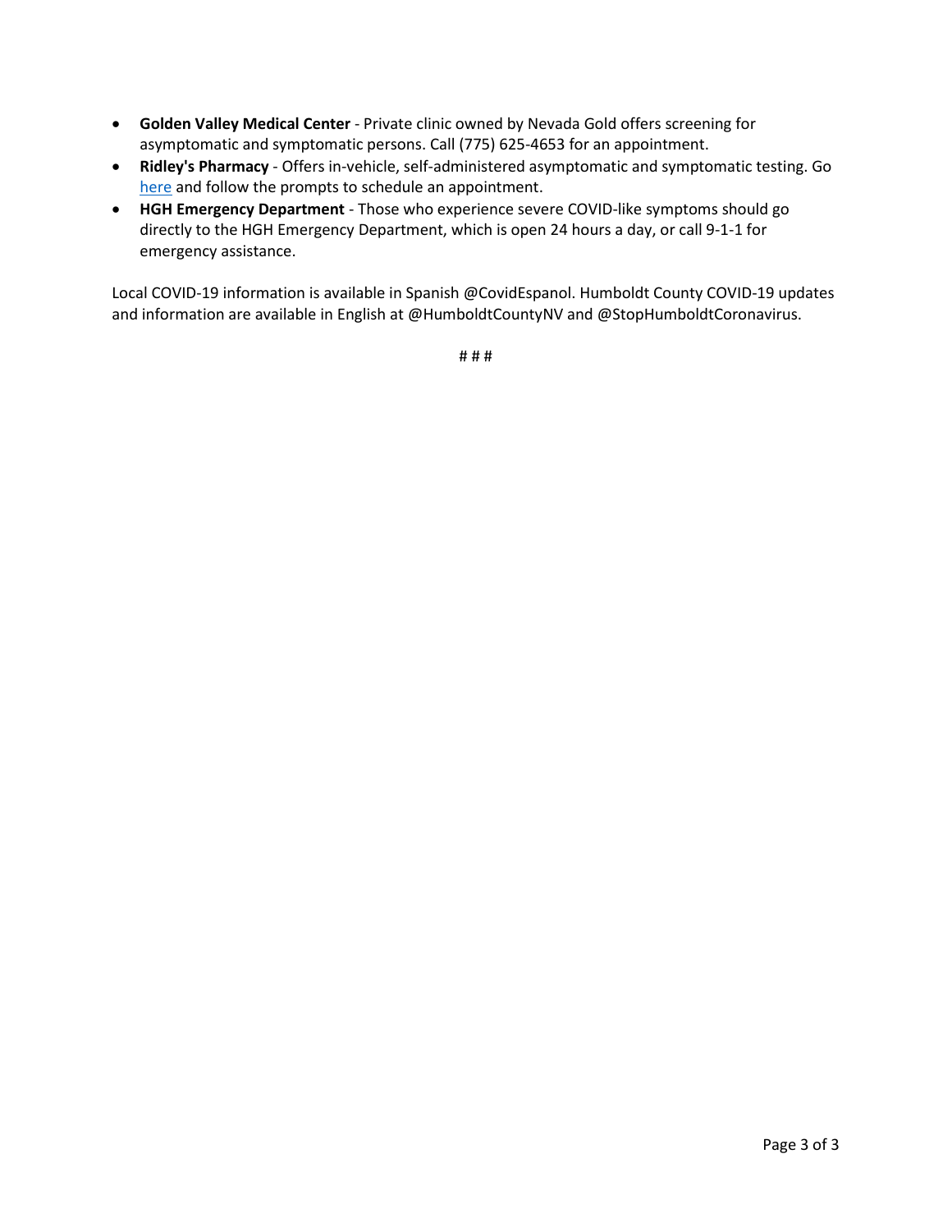- **Golden Valley Medical Center** - Private clinic owned by Nevada Gold offers screening for asymptomatic and symptomatic persons. Call (775) 625-4653 for an appointment.
- **Ridley's Pharmacy** - Offers in-vehicle, self-administered asymptomatic and symptomatic testing. Go here and follow the prompts to schedule an appointment.
- **HGH Emergency Department** - Those who experience severe COVID-like symptoms should go directly to the HGH Emergency Department, which is open 24 hours a day, or call 9-1-1 for emergency assistance.

Local COVID-19 information is available in Spanish @CovidEspanol. Humboldt County COVID-19 updates and information are available in English at @HumboldtCountyNV and @StopHumboldtCoronavirus.

# # #